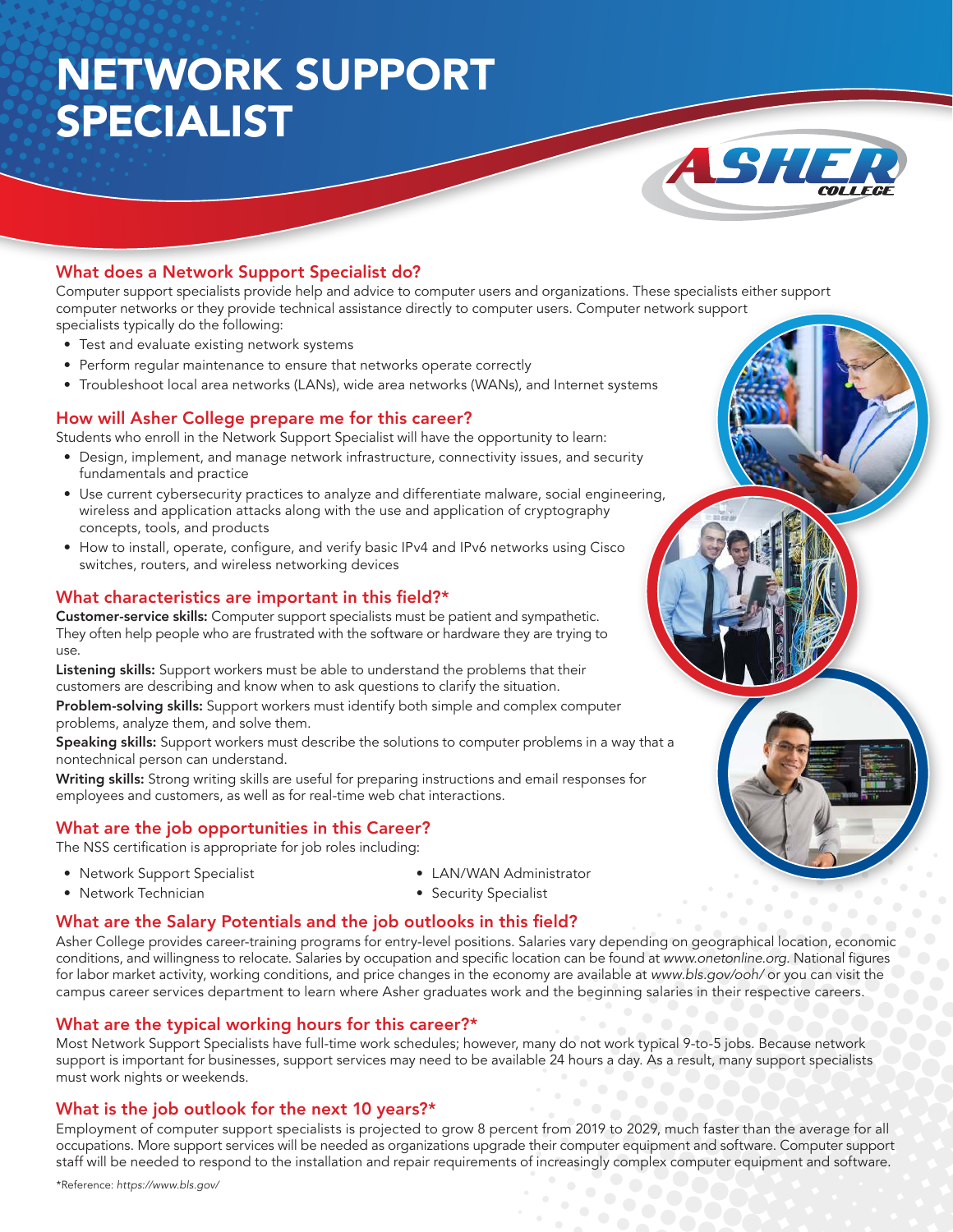# NETWORK SUPPORT SPECIALIST

ASHER COLLEGE

## What does a Network Support Specialist do?

Computer support specialists provide help and advice to computer users and organizations. These specialists either support computer networks or they provide technical assistance directly to computer users. Computer network support specialists typically do the following:

- Test and evaluate existing network systems
- Perform regular maintenance to ensure that networks operate correctly
- Troubleshoot local area networks (LANs), wide area networks (WANs), and Internet systems

## How will Asher College prepare me for this career?

Students who enroll in the Network Support Specialist will have the opportunity to learn:

- Design, implement, and manage network infrastructure, connectivity issues, and security fundamentals and practice
- Use current cybersecurity practices to analyze and differentiate malware, social engineering, wireless and application attacks along with the use and application of cryptography concepts, tools, and products
- How to install, operate, configure, and verify basic IPv4 and IPv6 networks using Cisco switches, routers, and wireless networking devices

## What characteristics are important in this field?*

**Customer-service skills:** Computer support specialists must be patient and sympathetic. They often help people who are frustrated with the software or hardware they are trying to use.

**Listening skills:** Support workers must be able to understand the problems that their customers are describing and know when to ask questions to clarify the situation.

**Problem-solving skills:** Support workers must identify both simple and complex computer problems, analyze them, and solve them.

**Speaking skills:** Support workers must describe the solutions to computer problems in a way that a nontechnical person can understand.

**Writing skills:** Strong writing skills are useful for preparing instructions and email responses for employees and customers, as well as for real-time web chat interactions.

## What are the job opportunities in this Career?

The NSS certification is appropriate for job roles including:

- Network Support Specialist
- Network Technician
- LAN/WAN Administrator
- Security Specialist

## What are the Salary Potentials and the job outlooks in this field?

Asher College provides career-training programs for entry-level positions. Salaries vary depending on geographical location, economic conditions, and willingness to relocate. Salaries by occupation and specific location can be found at *www.onetonline.org*. National figures for labor market activity, working conditions, and price changes in the economy are available at *www.bls.gov/ooh/* or you can visit the campus career services department to learn where Asher graduates work and the beginning salaries in their respective careers.

## What are the typical working hours for this career?*

Most Network Support Specialists have full-time work schedules; however, many do not work typical 9-to-5 jobs. Because network support is important for businesses, support services may need to be available 24 hours a day. As a result, many support specialists must work nights or weekends.

## What is the job outlook for the next 10 years?*

Employment of computer support specialists is projected to grow 8 percent from 2019 to 2029, much faster than the average for all occupations. More support services will be needed as organizations upgrade their computer equipment and software. Computer support staff will be needed to respond to the installation and repair requirements of increasingly complex computer equipment and software.

*Reference: *https://www.bls.gov/*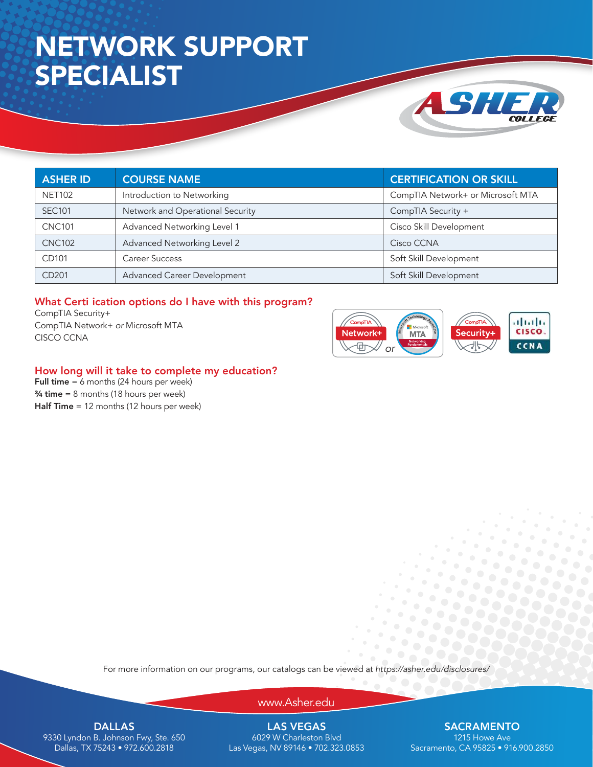# NETWORK SUPPORT SPECIALIST

| ASHER ID | COURSE NAME | CERTIFICATION OR SKILL |
|---|---|---|
| NET102 | Introduction to Networking | CompTIA Network+ or Microsoft MTA |
| SEC101 | Network and Operational Security | CompTIA Security + |
| CNC101 | Advanced Networking Level 1 | Cisco Skill Development |
| CNC102 | Advanced Networking Level 2 | Cisco CCNA |
| CD101 | Career Success | Soft Skill Development |
| CD201 | Advanced Career Development | Soft Skill Development |

## What Certi ication options do I have with this program?

CompTIA Security+
CompTIA Network+ *or* Microsoft MTA
CISCO CCNA

## How long will it take to complete my education?

**Full time** = 6 months (24 hours per week)
**¾ time** = 8 months (18 hours per week)
**Half Time** = 12 months (12 hours per week)

For more information on our programs, our catalogs can be viewed at *https://asher.edu/disclosures/*

www.Asher.edu

**DALLAS**
9330 Lyndon B. Johnson Fwy, Ste. 650
Dallas, TX 75243 • 972.600.2818

**LAS VEGAS**
6029 W Charleston Blvd
Las Vegas, NV 89146 • 702.323.0853

**SACRAMENTO**
1215 Howe Ave
Sacramento, CA 95825 • 916.900.2850